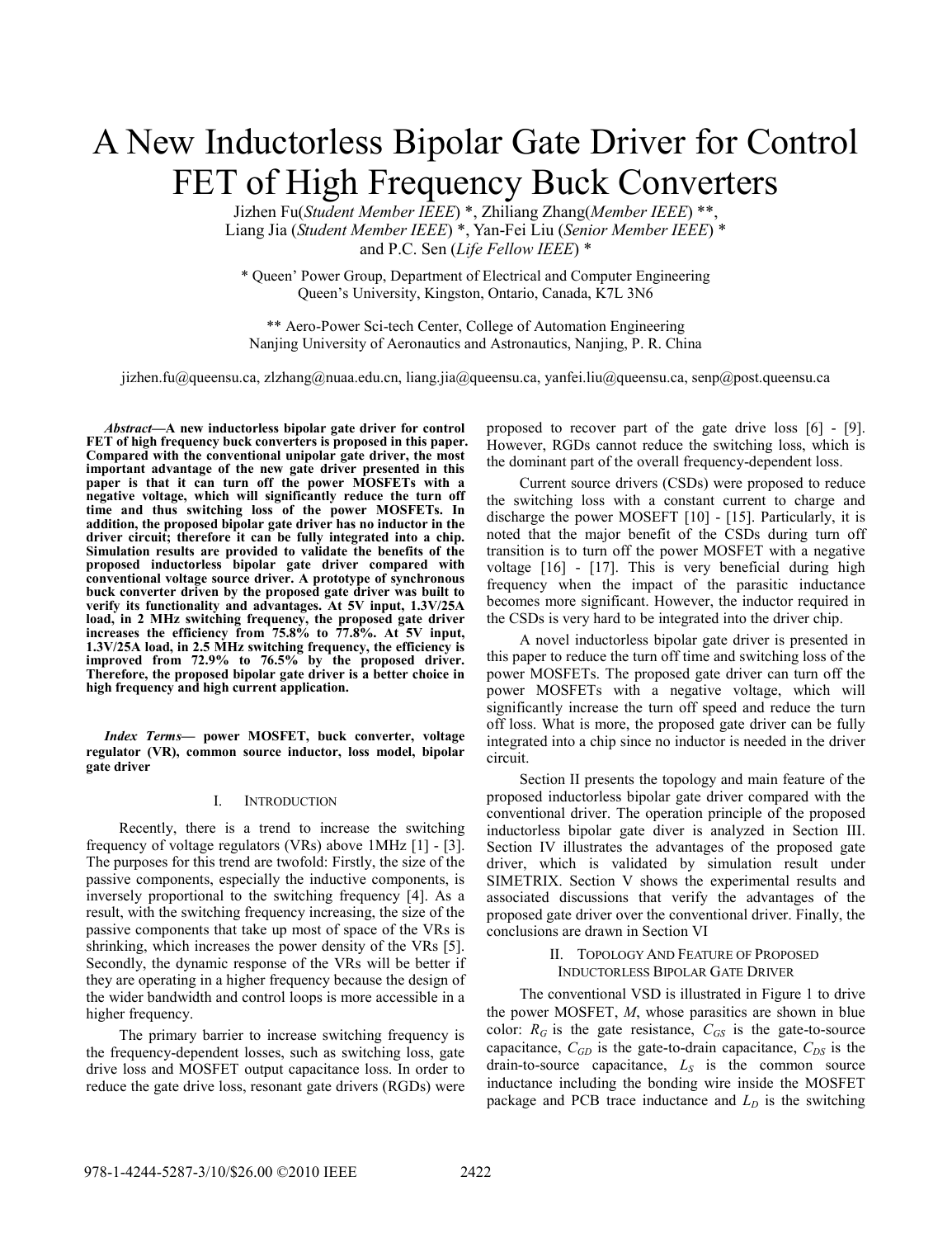# A New Inductorless Bipolar Gate Driver for Control FET of High Frequency Buck Converters

Jizhen Fu(*Student Member IEEE*) \*, Zhiliang Zhang(*Member IEEE*) \*\*, Liang Jia (*Student Member IEEE*) \*, Yan-Fei Liu (*Senior Member IEEE*) \* and P.C. Sen (*Life Fellow IEEE*) \*

\* Queen' Power Group, Department of Electrical and Computer Engineering
Queen's University, Kingston, Ontario, Canada, K7L 3N6

\*\* Aero-Power Sci-tech Center, College of Automation Engineering
Nanjing University of Aeronautics and Astronautics, Nanjing, P. R. China

jizhen.fu@queensu.ca, zlzhang@nuaa.edu.cn, liang.jia@queensu.ca, yanfei.liu@queensu.ca, senp@post.queensu.ca

***Abstract*—A new inductorless bipolar gate driver for control FET of high frequency buck converters is proposed in this paper. Compared with the conventional unipolar gate driver, the most important advantage of the new gate driver presented in this paper is that it can turn off the power MOSFETs with a negative voltage, which will significantly reduce the turn off time and thus switching loss of the power MOSFETs. In addition, the proposed bipolar gate driver has no inductor in the driver circuit; therefore it can be fully integrated into a chip. Simulation results are provided to validate the benefits of the proposed inductorless bipolar gate driver compared with conventional voltage source driver. A prototype of synchronous buck converter driven by the proposed gate driver was built to verify its functionality and advantages. At 5V input, 1.3V/25A load, in 2 MHz switching frequency, the proposed gate driver increases the efficiency from 75.8% to 77.8%. At 5V input, 1.3V/25A load, in 2.5 MHz switching frequency, the efficiency is improved from 72.9% to 76.5% by the proposed driver. Therefore, the proposed bipolar gate driver is a better choice in high frequency and high current application.**

***Index Terms*— power MOSFET, buck converter, voltage regulator (VR), common source inductor, loss model, bipolar gate driver**

## I. INTRODUCTION

Recently, there is a trend to increase the switching frequency of voltage regulators (VRs) above 1MHz [1] - [3]. The purposes for this trend are twofold: Firstly, the size of the passive components, especially the inductive components, is inversely proportional to the switching frequency [4]. As a result, with the switching frequency increasing, the size of the passive components that take up most of space of the VRs is shrinking, which increases the power density of the VRs [5]. Secondly, the dynamic response of the VRs will be better if they are operating in a higher frequency because the design of the wider bandwidth and control loops is more accessible in a higher frequency.

The primary barrier to increase switching frequency is the frequency-dependent losses, such as switching loss, gate drive loss and MOSFET output capacitance loss. In order to reduce the gate drive loss, resonant gate drivers (RGDs) were proposed to recover part of the gate drive loss [6] - [9]. However, RGDs cannot reduce the switching loss, which is the dominant part of the overall frequency-dependent loss.

Current source drivers (CSDs) were proposed to reduce the switching loss with a constant current to charge and discharge the power MOSEFT [10] - [15]. Particularly, it is noted that the major benefit of the CSDs during turn off transition is to turn off the power MOSFET with a negative voltage [16] - [17]. This is very beneficial during high frequency when the impact of the parasitic inductance becomes more significant. However, the inductor required in the CSDs is very hard to be integrated into the driver chip.

A novel inductorless bipolar gate driver is presented in this paper to reduce the turn off time and switching loss of the power MOSFETs. The proposed gate driver can turn off the power MOSFETs with a negative voltage, which will significantly increase the turn off speed and reduce the turn off loss. What is more, the proposed gate driver can be fully integrated into a chip since no inductor is needed in the driver circuit.

Section II presents the topology and main feature of the proposed inductorless bipolar gate driver compared with the conventional driver. The operation principle of the proposed inductorless bipolar gate diver is analyzed in Section III. Section IV illustrates the advantages of the proposed gate driver, which is validated by simulation result under SIMETRIX. Section V shows the experimental results and associated discussions that verify the advantages of the proposed gate driver over the conventional driver. Finally, the conclusions are drawn in Section VI

## II. TOPOLOGY AND FEATURE OF PROPOSED INDUCTORLESS BIPOLAR GATE DRIVER

The conventional VSD is illustrated in Figure 1 to drive the power MOSFET, *M*, whose parasitics are shown in blue color: $R_G$ is the gate resistance, $C_{GS}$ is the gate-to-source capacitance, $C_{GD}$ is the gate-to-drain capacitance, $C_{DS}$ is the drain-to-source capacitance, $L_S$ is the common source inductance including the bonding wire inside the MOSFET package and PCB trace inductance and $L_D$ is the switching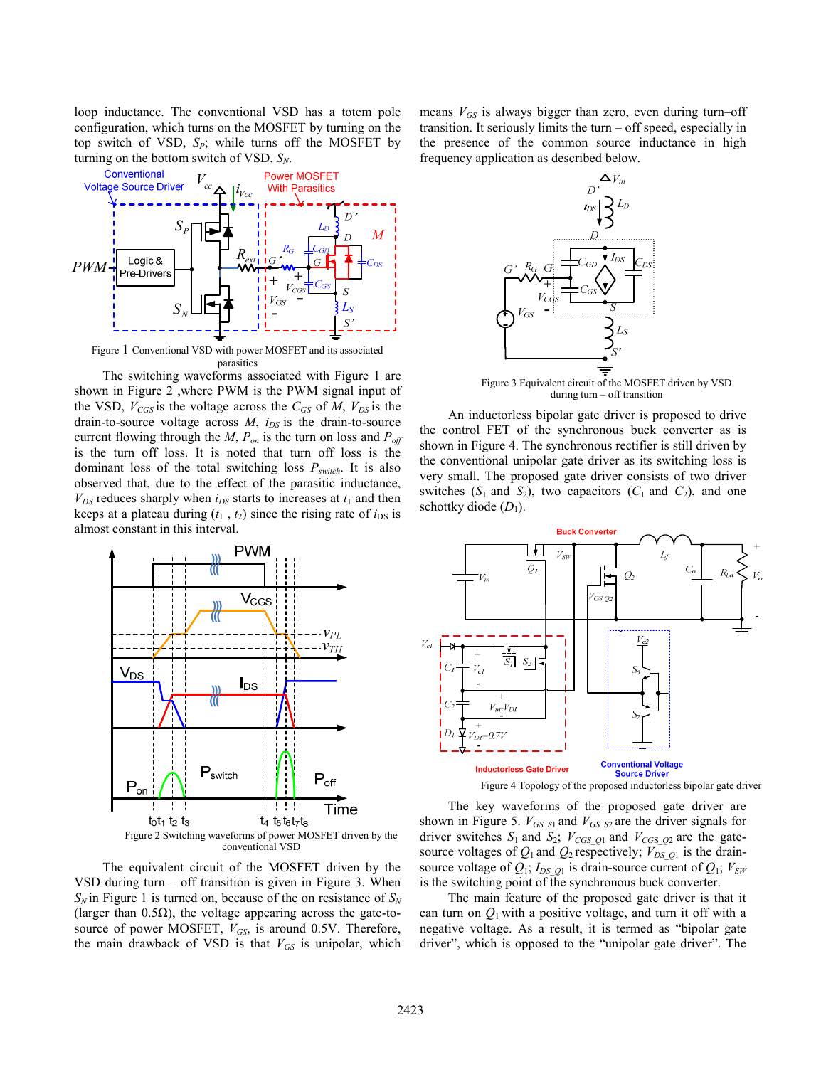loop inductance. The conventional VSD has a totem pole configuration, which turns on the MOSFET by turning on the top switch of VSD, $S_P$; while turns off the MOSFET by turning on the bottom switch of VSD, $S_N$.

Figure 1 Conventional VSD with power MOSFET and its associated parasitics

The switching waveforms associated with Figure 1 are shown in Figure 2 ,where PWM is the PWM signal input of the VSD, $V_{CGS}$ is the voltage across the $C_{GS}$ of $M$, $V_{DS}$ is the drain-to-source voltage across $M$, $i_{DS}$ is the drain-to-source current flowing through the $M$, $P_{on}$ is the turn on loss and $P_{off}$ is the turn off loss. It is noted that turn off loss is the dominant loss of the total switching loss $P_{switch}$. It is also observed that, due to the effect of the parasitic inductance, $V_{DS}$ reduces sharply when $i_{DS}$ starts to increases at $t_1$ and then keeps at a plateau during ($t_1$ , $t_2$) since the rising rate of $i_{DS}$ is almost constant in this interval.

Figure 2 Switching waveforms of power MOSFET driven by the conventional VSD

The equivalent circuit of the MOSFET driven by the VSD during turn – off transition is given in Figure 3. When $S_N$ in Figure 1 is turned on, because of the on resistance of $S_N$ (larger than 0.5Ω), the voltage appearing across the gate-to-source of power MOSFET, $V_{GS}$, is around 0.5V. Therefore, the main drawback of VSD is that $V_{GS}$ is unipolar, which means $V_{GS}$ is always bigger than zero, even during turn–off transition. It seriously limits the turn – off speed, especially in the presence of the common source inductance in high frequency application as described below.

Figure 3 Equivalent circuit of the MOSFET driven by VSD during turn – off transition

An inductorless bipolar gate driver is proposed to drive the control FET of the synchronous buck converter as is shown in Figure 4. The synchronous rectifier is still driven by the conventional unipolar gate driver as its switching loss is very small. The proposed gate driver consists of two driver switches ($S_1$ and $S_2$), two capacitors ($C_1$ and $C_2$), and one schottky diode ($D_1$).

Figure 4 Topology of the proposed inductorless bipolar gate driver

The key waveforms of the proposed gate driver are shown in Figure 5. $V_{GS\_S1}$ and $V_{GS\_S2}$ are the driver signals for driver switches $S_1$ and $S_2$; $V_{CGS\_Q1}$ and $V_{CGS\_Q2}$ are the gate-source voltages of $Q_1$ and $Q_2$ respectively; $V_{DS\_Q1}$ is the drain-source voltage of $Q_1$; $I_{DS\_Q1}$ is drain-source current of $Q_1$; $V_{SW}$ is the switching point of the synchronous buck converter.

The main feature of the proposed gate driver is that it can turn on $Q_1$ with a positive voltage, and turn it off with a negative voltage. As a result, it is termed as "bipolar gate driver", which is opposed to the "unipolar gate driver". The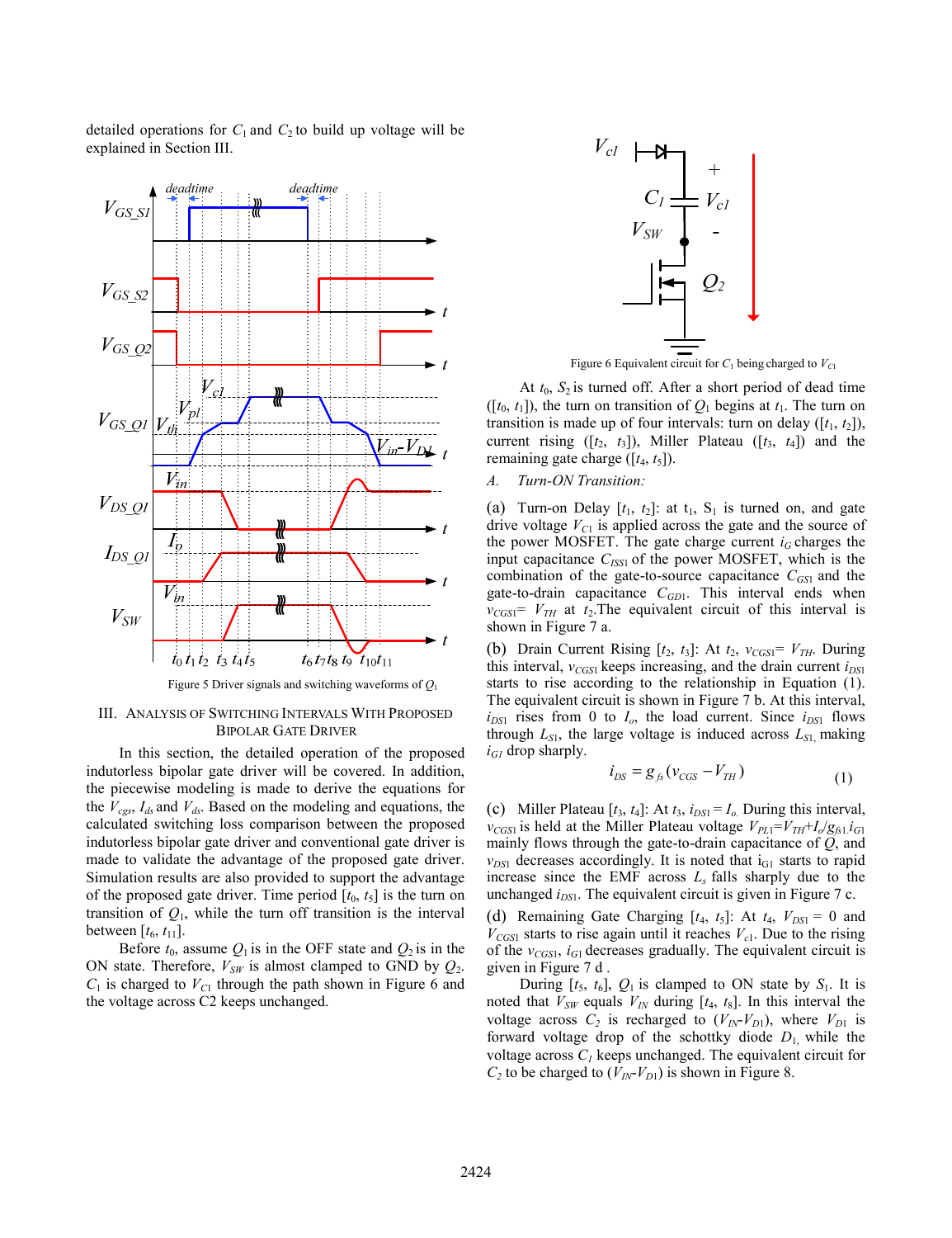detailed operations for $C_1$ and $C_2$ to build up voltage will be explained in Section III.

Figure 5 Driver signals and switching waveforms of $Q_1$

## III. Analysis of Switching Intervals With Proposed Bipolar Gate Driver

In this section, the detailed operation of the proposed indutorless bipolar gate driver will be covered. In addition, the piecewise modeling is made to derive the equations for the $V_{cgs}$, $I_{ds}$ and $V_{ds}$. Based on the modeling and equations, the calculated switching loss comparison between the proposed indutorless bipolar gate driver and conventional gate driver is made to validate the advantage of the proposed gate driver. Simulation results are also provided to support the advantage of the proposed gate driver. Time period [$t_0$, $t_5$] is the turn on transition of $Q_1$, while the turn off transition is the interval between [$t_6$, $t_{11}$].

Before $t_0$, assume $Q_1$ is in the OFF state and $Q_2$ is in the ON state. Therefore, $V_{SW}$ is almost clamped to GND by $Q_2$. $C_1$ is charged to $V_{C1}$ through the path shown in Figure 6 and the voltage across C2 keeps unchanged.

Figure 6 Equivalent circuit for $C_1$ being charged to $V_{C1}$

At $t_0$, $S_2$ is turned off. After a short period of dead time ([$t_0$, $t_1$]), the turn on transition of $Q_1$ begins at $t_1$. The turn on transition is made up of four intervals: turn on delay ([$t_1$, $t_2$]), current rising ([$t_2$, $t_3$]), Miller Plateau ([$t_3$, $t_4$]) and the remaining gate charge ([$t_4$, $t_5$]).

### A. *Turn-ON Transition:*

(a) Turn-on Delay [$t_1$, $t_2$]: at $t_1$, $S_1$ is turned on, and gate drive voltage $V_{C1}$ is applied across the gate and the source of the power MOSFET. The gate charge current $i_G$ charges the input capacitance $C_{ISS1}$ of the power MOSFET, which is the combination of the gate-to-source capacitance $C_{GS1}$ and the gate-to-drain capacitance $C_{GD1}$. This interval ends when $v_{CGS1}= V_{TH}$ at $t_2$.The equivalent circuit of this interval is shown in Figure 7 a.

(b) Drain Current Rising [$t_2$, $t_3$]: At $t_2$, $v_{CGS1}= V_{TH}$. During this interval, $v_{CGS1}$ keeps increasing, and the drain current $i_{DS1}$ starts to rise according to the relationship in Equation (1). The equivalent circuit is shown in Figure 7 b. At this interval, $i_{DS1}$ rises from 0 to $I_o$, the load current. Since $i_{DS1}$ flows through $L_{S1}$, the large voltage is induced across $L_{S1}$, making $i_{G1}$ drop sharply.

$$i_{DS} = g_{fs}(v_{CGS} - V_{TH}) \tag{1}$$

(c) Miller Plateau [$t_3$, $t_4$]: At $t_3$, $i_{DS1} = I_o$. During this interval, $v_{CGS1}$ is held at the Miller Plateau voltage $V_{PL1}=V_{TH}+I_o/g_{fs1}$.$i_{G1}$ mainly flows through the gate-to-drain capacitance of $Q$, and $v_{DS1}$ decreases accordingly. It is noted that $i_{G1}$ starts to rapid increase since the EMF across $L_s$ falls sharply due to the unchanged $i_{DS1}$. The equivalent circuit is given in Figure 7 c.

(d) Remaining Gate Charging [$t_4$, $t_5$]: At $t_4$, $V_{DS1}$ = 0 and $V_{CGS1}$ starts to rise again until it reaches $V_{c1}$. Due to the rising of the $v_{CGS1}$, $i_{G1}$ decreases gradually. The equivalent circuit is given in Figure 7 d .

During [$t_5$, $t_6$], $Q_1$ is clamped to ON state by $S_1$. It is noted that $V_{SW}$ equals $V_{IN}$ during [$t_4$, $t_8$]. In this interval the voltage across $C_2$ is recharged to ($V_{IN}$-$V_{D1}$), where $V_{D1}$ is forward voltage drop of the schottky diode $D_1$, while the voltage across $C_1$ keeps unchanged. The equivalent circuit for $C_2$ to be charged to ($V_{IN}$-$V_{D1}$) is shown in Figure 8.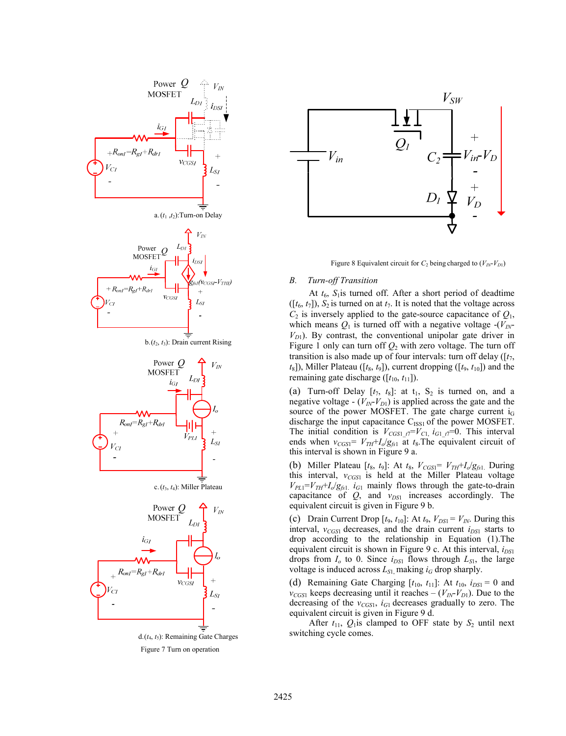a. ($t_1$ ,$t_2$):Turn-on Delay

b.($t_2$, $t_3$): Drain current Rising

c. ($t_3$, $t_4$): Miller Plateau

d.($t_4$, $t_5$): Remaining Gate Charges

Figure 7 Turn on operation

Figure 8 Equivalent circuit for $C_2$ being charged to ($V_{IN}$-$V_{D1}$)

## B. *Turn-off Transition*

At $t_6$, $S_1$is turned off. After a short period of deadtime ([$t_6$, $t_7$]), $S_2$ is turned on at $t_7$. It is noted that the voltage across $C_2$ is inversely applied to the gate-source capacitance of $Q_1$, which means $Q_1$ is turned off with a negative voltage -($V_{IN}$-$V_{D1}$). By contrast, the conventional unipolar gate driver in Figure 1 only can turn off $Q_2$ with zero voltage. The turn off transition is also made up of four intervals: turn off delay ([$t_7$, $t_8$]), Miller Plateau ([$t_8$, $t_9$]), current dropping ([$t_9$, $t_{10}$]) and the remaining gate discharge ([$t_{10}$, $t_{11}$]).

(a) Turn-off Delay [$t_7$, $t_8$]: at $t_1$, $S_2$ is turned on, and a negative voltage - ($V_{IN}$-$V_{D1}$) is applied across the gate and the source of the power MOSFET. The gate charge current $i_G$ discharge the input capacitance $C_{ISS1}$ of the power MOSFET. The initial condition is $V_{CGS1\_t7}$=$V_{C1}$, $i_{G1\_t7}$=0. This interval ends when $v_{CGS1}$= $V_{TH}$+$I_o$/$g_{fs1}$ at $t_8$.The equivalent circuit of this interval is shown in Figure 9 a.

(b) Miller Plateau [$t_8$, $t_9$]: At $t_8$, $V_{CGS1}$= $V_{TH}$+$I_o$/$g_{fs1}$. During this interval, $v_{CGS1}$ is held at the Miller Plateau voltage $V_{PL1}$=$V_{TH}$+$I_o$/$g_{fs1}$. $i_{G1}$ mainly flows through the gate-to-drain capacitance of $Q$, and $v_{DS1}$ increases accordingly. The equivalent circuit is given in Figure 9 b.

(c) Drain Current Drop [$t_9$, $t_{10}$]: At $t_9$, $V_{DS1}$ = $V_{IN}$. During this interval, $v_{CGS1}$ decreases, and the drain current $i_{DS1}$ starts to drop according to the relationship in Equation (1).The equivalent circuit is shown in Figure 9 c. At this interval, $i_{DS1}$ drops from $I_o$ to 0. Since $i_{DS1}$ flows through $L_{S1}$, the large voltage is induced across $L_{S1}$, making $i_G$ drop sharply.

(d) Remaining Gate Charging [$t_{10}$, $t_{11}$]: At $t_{10}$, $i_{DS1}$ = 0 and $v_{CGS1}$ keeps decreasing until it reaches – ($V_{IN}$-$V_{D1}$). Due to the decreasing of the $v_{CGS1}$, $i_{G1}$ decreases gradually to zero. The equivalent circuit is given in Figure 9 d.

After $t_{11}$, $Q_1$is clamped to OFF state by $S_2$ until next switching cycle comes.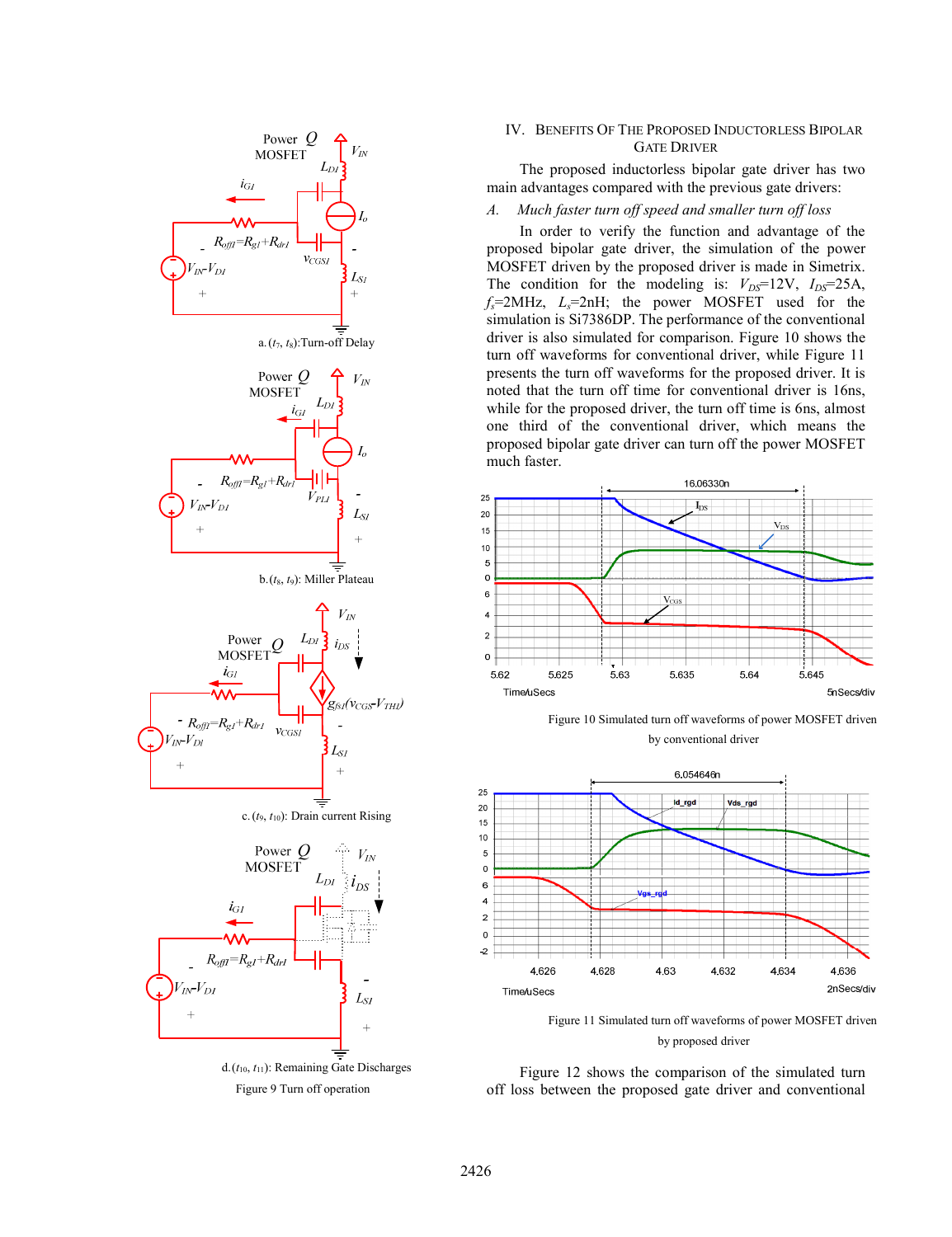a. ($t_7$, $t_8$):Turn-off Delay

b. ($t_8$, $t_9$): Miller Plateau

c. ($t_9$, $t_{10}$): Drain current Rising

d. ($t_{10}$, $t_{11}$): Remaining Gate Discharges

Figure 9 Turn off operation

## IV. Benefits Of The Proposed Inductorless Bipolar Gate Driver

The proposed inductorless bipolar gate driver has two main advantages compared with the previous gate drivers:

### *A. Much faster turn off speed and smaller turn off loss*

In order to verify the function and advantage of the proposed bipolar gate driver, the simulation of the power MOSFET driven by the proposed driver is made in Simetrix. The condition for the modeling is: $V_{DS}$=12V, $I_{DS}$=25A, $f_s$=2MHz, $L_s$=2nH; the power MOSFET used for the simulation is Si7386DP. The performance of the conventional driver is also simulated for comparison. Figure 10 shows the turn off waveforms for conventional driver, while Figure 11 presents the turn off waveforms for the proposed driver. It is noted that the turn off time for conventional driver is 16ns, while for the proposed driver, the turn off time is 6ns, almost one third of the conventional driver, which means the proposed bipolar gate driver can turn off the power MOSFET much faster.

Figure 10 Simulated turn off waveforms of power MOSFET driven by conventional driver

Figure 11 Simulated turn off waveforms of power MOSFET driven by proposed driver

Figure 12 shows the comparison of the simulated turn off loss between the proposed gate driver and conventional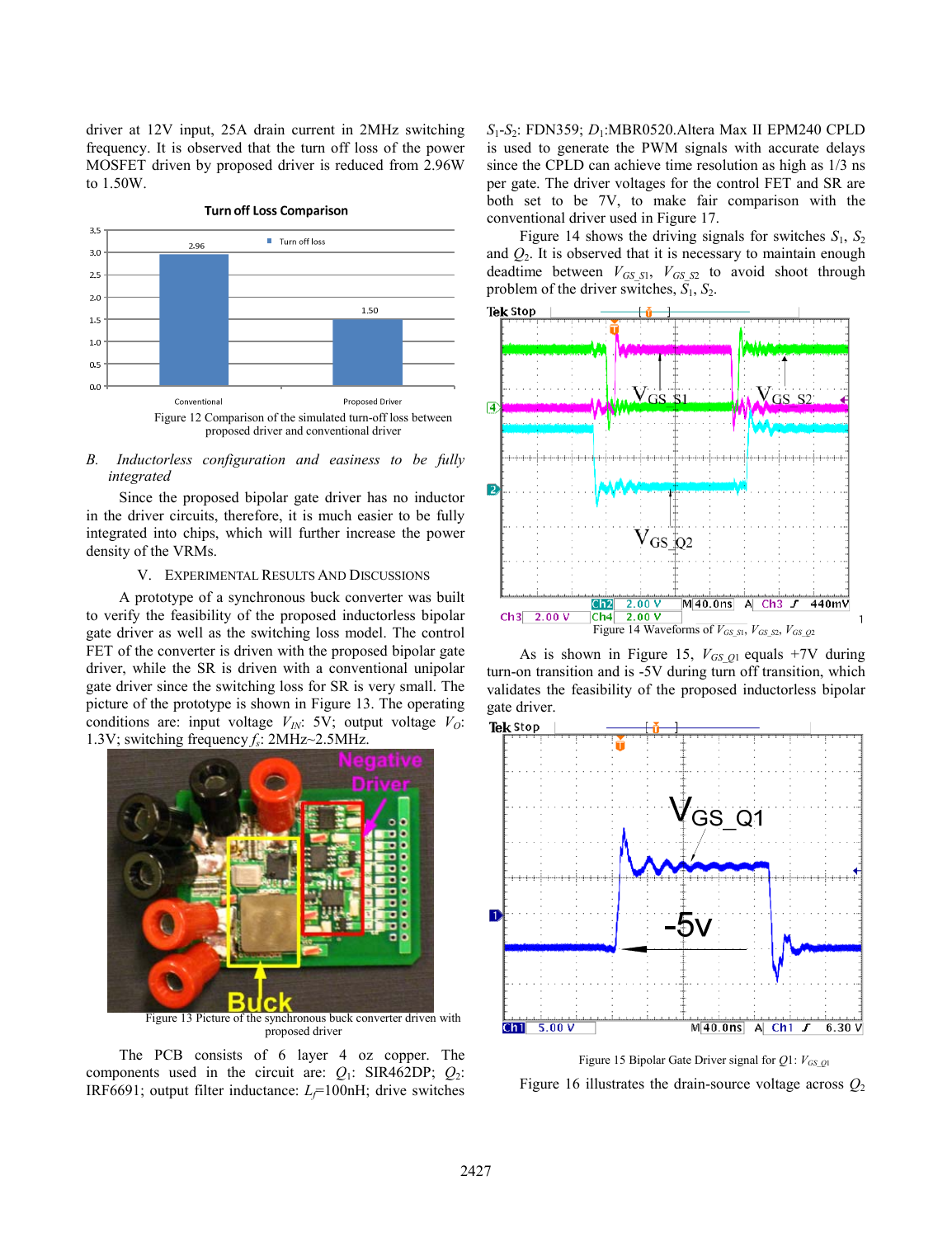driver at 12V input, 25A drain current in 2MHz switching frequency. It is observed that the turn off loss of the power MOSFET driven by proposed driver is reduced from 2.96W to 1.50W.

Figure 12 Comparison of the simulated turn-off loss between proposed driver and conventional driver

*B. Inductorless configuration and easiness to be fully integrated*

Since the proposed bipolar gate driver has no inductor in the driver circuits, therefore, it is much easier to be fully integrated into chips, which will further increase the power density of the VRMs.

## V. Experimental Results And Discussions

A prototype of a synchronous buck converter was built to verify the feasibility of the proposed inductorless bipolar gate driver as well as the switching loss model. The control FET of the converter is driven with the proposed bipolar gate driver, while the SR is driven with a conventional unipolar gate driver since the switching loss for SR is very small. The picture of the prototype is shown in Figure 13. The operating conditions are: input voltage $V_{IN}$: 5V; output voltage $V_O$: 1.3V; switching frequency $f_s$: 2MHz~2.5MHz.

Figure 13 Picture of the synchronous buck converter driven with proposed driver

The PCB consists of 6 layer 4 oz copper. The components used in the circuit are: $Q_1$: SIR462DP; $Q_2$: IRF6691; output filter inductance: $L_f$=100nH; drive switches $S_1$-$S_2$: FDN359; $D_1$:MBR0520.Altera Max II EPM240 CPLD is used to generate the PWM signals with accurate delays since the CPLD can achieve time resolution as high as 1/3 ns per gate. The driver voltages for the control FET and SR are both set to be 7V, to make fair comparison with the conventional driver used in Figure 17.

Figure 14 shows the driving signals for switches $S_1$, $S_2$ and $Q_2$. It is observed that it is necessary to maintain enough deadtime between $V_{GS\_S1}$, $V_{GS\_S2}$ to avoid shoot through problem of the driver switches, $S_1$, $S_2$.

Figure 14 Waveforms of $V_{GS\_S1}$, $V_{GS\_S2}$, $V_{GS\_Q2}$

As is shown in Figure 15, $V_{GS\_Q1}$ equals +7V during turn-on transition and is -5V during turn off transition, which validates the feasibility of the proposed inductorless bipolar gate driver.

Figure 15 Bipolar Gate Driver signal for $Q1$: $V_{GS\_Q1}$

Figure 16 illustrates the drain-source voltage across $Q_2$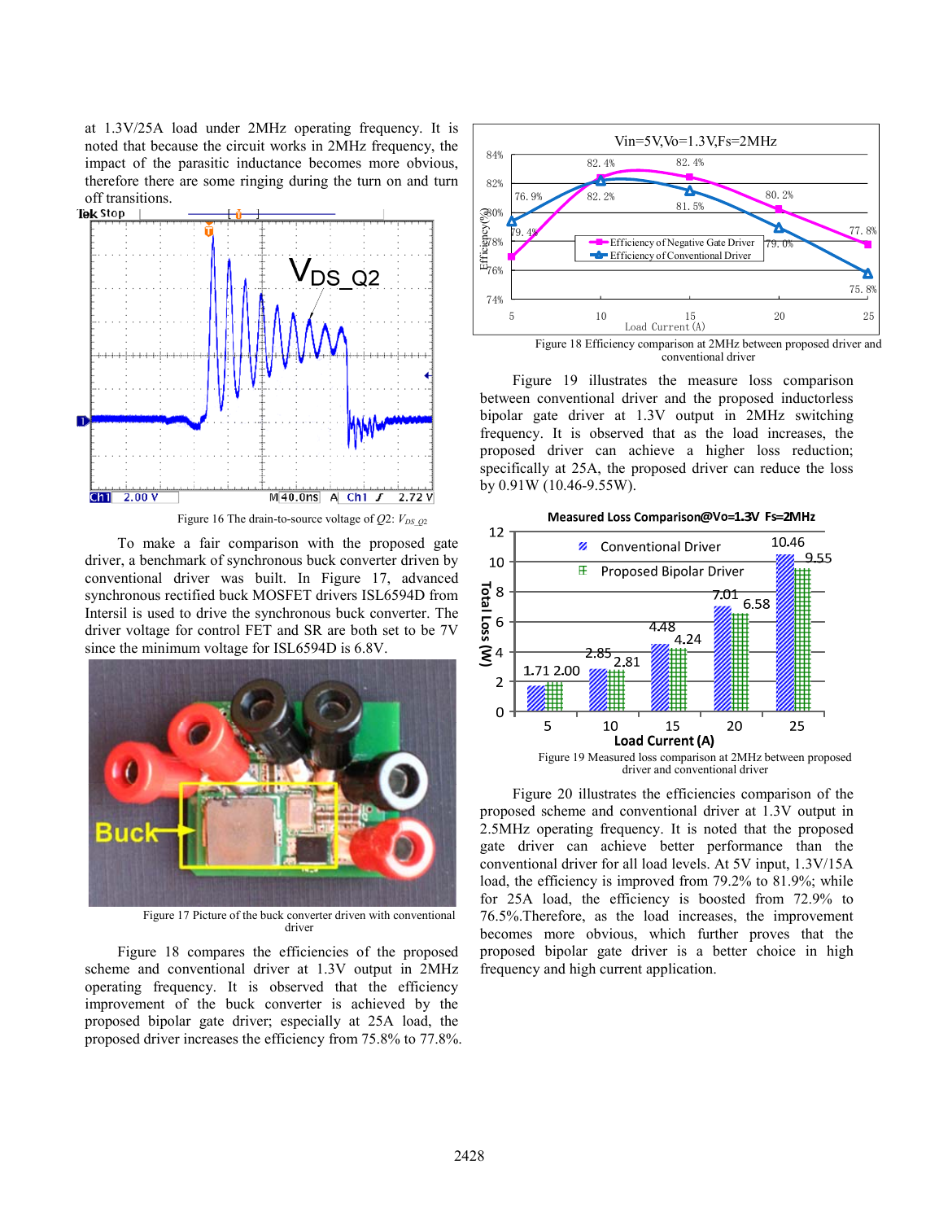at 1.3V/25A load under 2MHz operating frequency. It is noted that because the circuit works in 2MHz frequency, the impact of the parasitic inductance becomes more obvious, therefore there are some ringing during the turn on and turn off transitions.

Figure 16 The drain-to-source voltage of $Q2$: $V_{DS\_Q2}$

To make a fair comparison with the proposed gate driver, a benchmark of synchronous buck converter driven by conventional driver was built. In Figure 17, advanced synchronous rectified buck MOSFET drivers ISL6594D from Intersil is used to drive the synchronous buck converter. The driver voltage for control FET and SR are both set to be 7V since the minimum voltage for ISL6594D is 6.8V.

Figure 17 Picture of the buck converter driven with conventional driver

Figure 18 compares the efficiencies of the proposed scheme and conventional driver at 1.3V output in 2MHz operating frequency. It is observed that the efficiency improvement of the buck converter is achieved by the proposed bipolar gate driver; especially at 25A load, the proposed driver increases the efficiency from 75.8% to 77.8%.

Figure 18 Efficiency comparison at 2MHz between proposed driver and conventional driver

Figure 19 illustrates the measure loss comparison between conventional driver and the proposed inductorless bipolar gate driver at 1.3V output in 2MHz switching frequency. It is observed that as the load increases, the proposed driver can achieve a higher loss reduction; specifically at 25A, the proposed driver can reduce the loss by 0.91W (10.46-9.55W).

Figure 19 Measured loss comparison at 2MHz between proposed driver and conventional driver

Figure 20 illustrates the efficiencies comparison of the proposed scheme and conventional driver at 1.3V output in 2.5MHz operating frequency. It is noted that the proposed gate driver can achieve better performance than the conventional driver for all load levels. At 5V input, 1.3V/15A load, the efficiency is improved from 79.2% to 81.9%; while for 25A load, the efficiency is boosted from 72.9% to 76.5%.Therefore, as the load increases, the improvement becomes more obvious, which further proves that the proposed bipolar gate driver is a better choice in high frequency and high current application.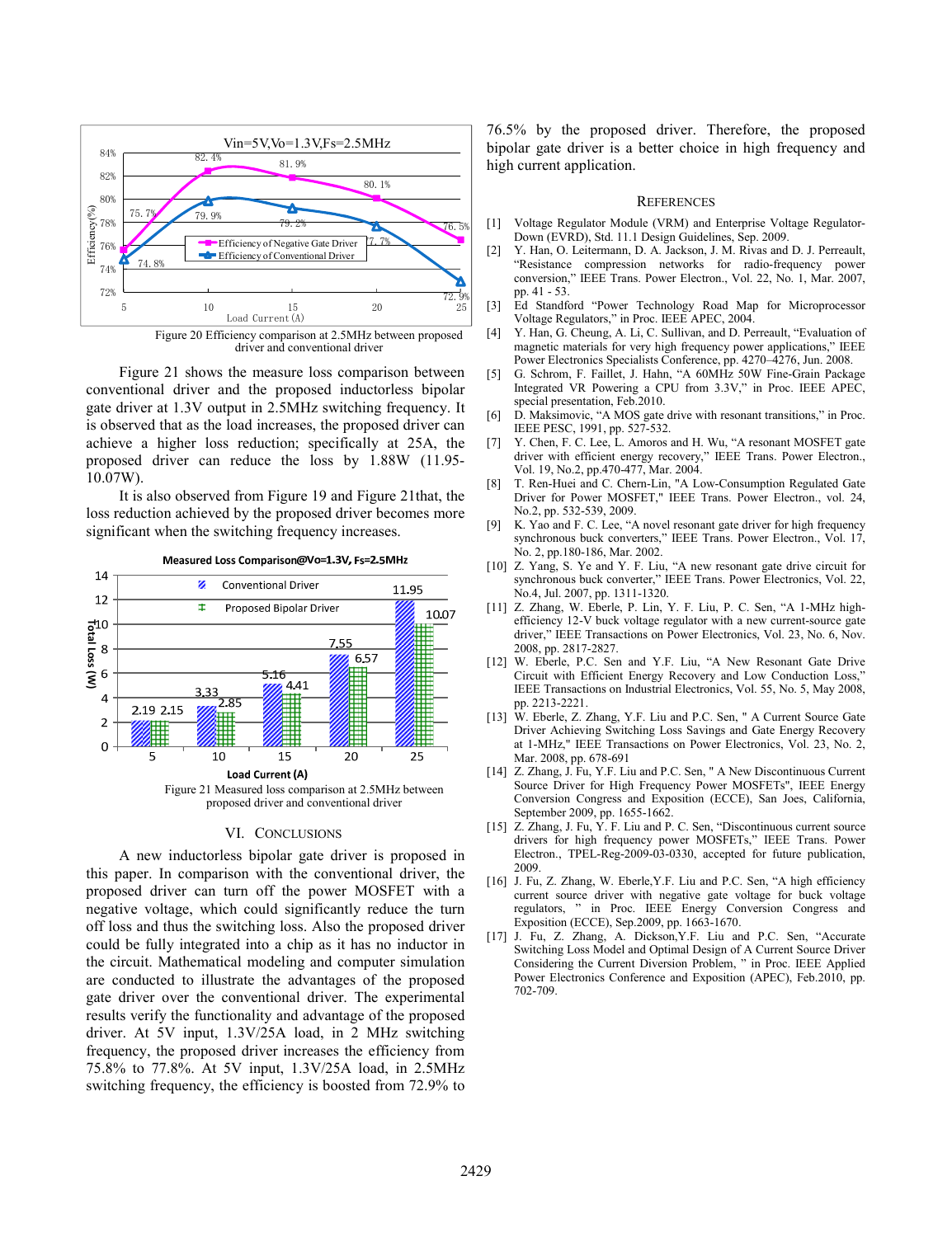Vin=5V,Vo=1.3V,Fs=2.5MHz

84%
82%
80%
78%
76%
74%
72%

Efficiency(%)

82.4%
81.9%
80.1%
75.7%
79.9%
79.2%
76.5%
77.7%
74.8%
72.9%

Efficiency of Negative Gate Driver
Efficiency of Conventional Driver

5 10 15 20 25

Load Current(A)

Figure 20 Efficiency comparison at 2.5MHz between proposed driver and conventional driver

Figure 21 shows the measure loss comparison between conventional driver and the proposed inductorless bipolar gate driver at 1.3V output in 2.5MHz switching frequency. It is observed that as the load increases, the proposed driver can achieve a higher loss reduction; specifically at 25A, the proposed driver can reduce the loss by 1.88W (11.95-10.07W).

It is also observed from Figure 19 and Figure 21that, the loss reduction achieved by the proposed driver becomes more significant when the switching frequency increases.

**Measured Loss Comparison@Vo=1.3V, Fs=2.5MHz**

Conventional Driver
Proposed Bipolar Driver

Total Loss (W)

14
12
10
8
6
4
2
0

2.19 2.15
3.33 2.85
5.16 4.41
7.55 6.57
11.95 10.07

5 10 15 20 25

**Load Current (A)**

Figure 21 Measured loss comparison at 2.5MHz between proposed driver and conventional driver

## VI. Conclusions

A new inductorless bipolar gate driver is proposed in this paper. In comparison with the conventional driver, the proposed driver can turn off the power MOSFET with a negative voltage, which could significantly reduce the turn off loss and thus the switching loss. Also the proposed driver could be fully integrated into a chip as it has no inductor in the circuit. Mathematical modeling and computer simulation are conducted to illustrate the advantages of the proposed gate driver over the conventional driver. The experimental results verify the functionality and advantage of the proposed driver. At 5V input, 1.3V/25A load, in 2 MHz switching frequency, the proposed driver increases the efficiency from 75.8% to 77.8%. At 5V input, 1.3V/25A load, in 2.5MHz switching frequency, the efficiency is boosted from 72.9% to 76.5% by the proposed driver. Therefore, the proposed bipolar gate driver is a better choice in high frequency and high current application.

## References

[1] Voltage Regulator Module (VRM) and Enterprise Voltage Regulator-Down (EVRD), Std. 11.1 Design Guidelines, Sep. 2009.

[2] Y. Han, O. Leitermann, D. A. Jackson, J. M. Rivas and D. J. Perreault, "Resistance compression networks for radio-frequency power conversion," IEEE Trans. Power Electron., Vol. 22, No. 1, Mar. 2007, pp. 41 - 53.

[3] Ed Standford "Power Technology Road Map for Microprocessor Voltage Regulators," in Proc. IEEE APEC, 2004.

[4] Y. Han, G. Cheung, A. Li, C. Sullivan, and D. Perreault, "Evaluation of magnetic materials for very high frequency power applications," IEEE Power Electronics Specialists Conference, pp. 4270–4276, Jun. 2008.

[5] G. Schrom, F. Faillet, J. Hahn, "A 60MHz 50W Fine-Grain Package Integrated VR Powering a CPU from 3.3V," in Proc. IEEE APEC, special presentation, Feb.2010.

[6] D. Maksimovic, "A MOS gate drive with resonant transitions," in Proc. IEEE PESC, 1991, pp. 527-532.

[7] Y. Chen, F. C. Lee, L. Amoros and H. Wu, "A resonant MOSFET gate driver with efficient energy recovery," IEEE Trans. Power Electron., Vol. 19, No.2, pp.470-477, Mar. 2004.

[8] T. Ren-Huei and C. Chern-Lin, "A Low-Consumption Regulated Gate Driver for Power MOSFET," IEEE Trans. Power Electron., vol. 24, No.2, pp. 532-539, 2009.

[9] K. Yao and F. C. Lee, "A novel resonant gate driver for high frequency synchronous buck converters," IEEE Trans. Power Electron., Vol. 17, No. 2, pp.180-186, Mar. 2002.

[10] Z. Yang, S. Ye and Y. F. Liu, "A new resonant gate drive circuit for synchronous buck converter," IEEE Trans. Power Electronics, Vol. 22, No.4, Jul. 2007, pp. 1311-1320.

[11] Z. Zhang, W. Eberle, P. Lin, Y. F. Liu, P. C. Sen, "A 1-MHz high-efficiency 12-V buck voltage regulator with a new current-source gate driver," IEEE Transactions on Power Electronics, Vol. 23, No. 6, Nov. 2008, pp. 2817-2827.

[12] W. Eberle, P.C. Sen and Y.F. Liu, "A New Resonant Gate Drive Circuit with Efficient Energy Recovery and Low Conduction Loss," IEEE Transactions on Industrial Electronics, Vol. 55, No. 5, May 2008, pp. 2213-2221.

[13] W. Eberle, Z. Zhang, Y.F. Liu and P.C. Sen, " A Current Source Gate Driver Achieving Switching Loss Savings and Gate Energy Recovery at 1-MHz," IEEE Transactions on Power Electronics, Vol. 23, No. 2, Mar. 2008, pp. 678-691

[14] Z. Zhang, J. Fu, Y.F. Liu and P.C. Sen, " A New Discontinuous Current Source Driver for High Frequency Power MOSFETs", IEEE Energy Conversion Congress and Exposition (ECCE), San Joes, California, September 2009, pp. 1655-1662.

[15] Z. Zhang, J. Fu, Y. F. Liu and P. C. Sen, "Discontinuous current source drivers for high frequency power MOSFETs," IEEE Trans. Power Electron., TPEL-Reg-2009-03-0330, accepted for future publication, 2009.

[16] J. Fu, Z. Zhang, W. Eberle,Y.F. Liu and P.C. Sen, "A high efficiency current source driver with negative gate voltage for buck voltage regulators, " in Proc. IEEE Energy Conversion Congress and Exposition (ECCE), Sep.2009, pp. 1663-1670.

[17] J. Fu, Z. Zhang, A. Dickson,Y.F. Liu and P.C. Sen, "Accurate Switching Loss Model and Optimal Design of A Current Source Driver Considering the Current Diversion Problem, " in Proc. IEEE Applied Power Electronics Conference and Exposition (APEC), Feb.2010, pp. 702-709.